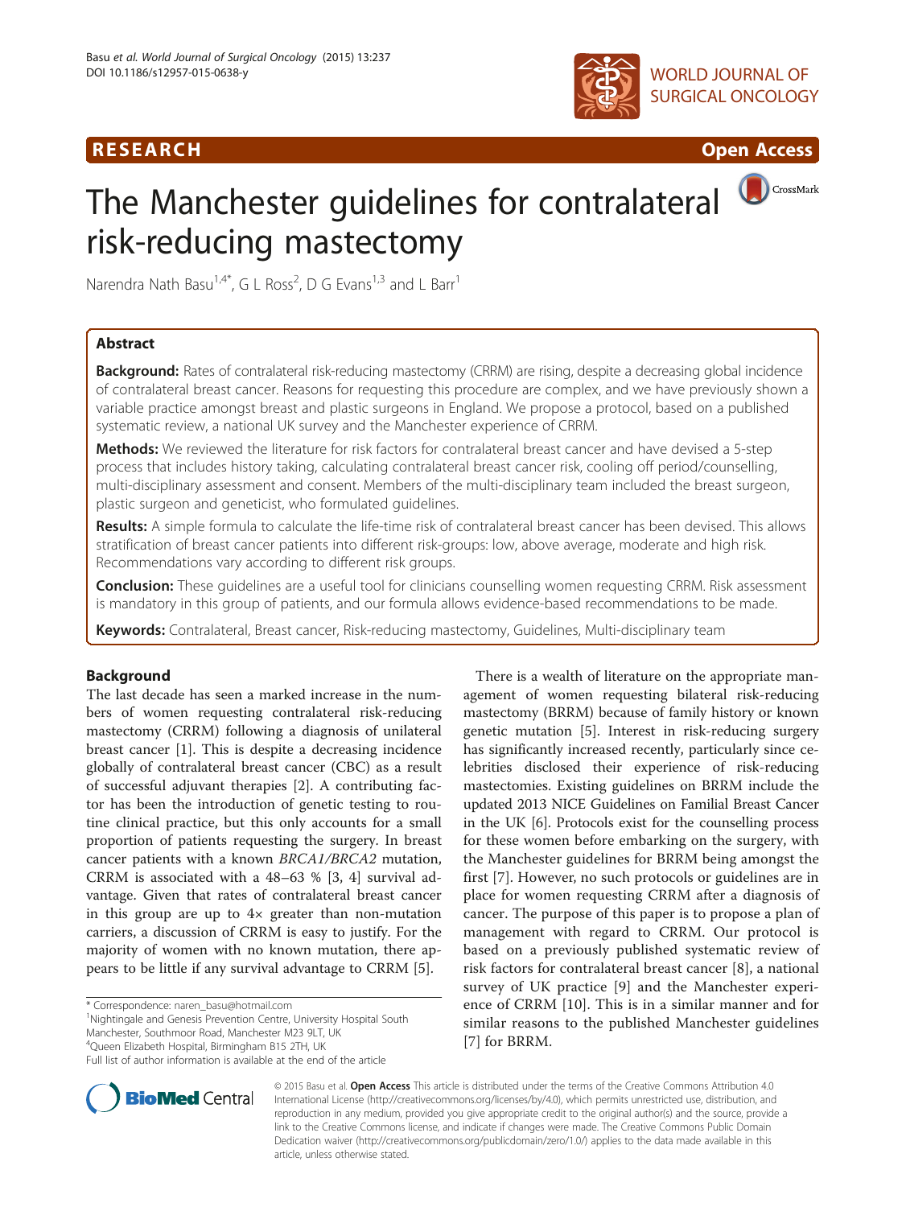RESEARCH Open Access

# The Manchester guidelines for contralateral risk-reducing mastectomy

Narendra Nath Basu[1,4*], G L Ross[2], D G Evans[1,3] and L Barr[1]

## Abstract

**Background:** Rates of contralateral risk-reducing mastectomy (CRRM) are rising, despite a decreasing global incidence of contralateral breast cancer. Reasons for requesting this procedure are complex, and we have previously shown a variable practice amongst breast and plastic surgeons in England. We propose a protocol, based on a published systematic review, a national UK survey and the Manchester experience of CRRM.

**Methods:** We reviewed the literature for risk factors for contralateral breast cancer and have devised a 5-step process that includes history taking, calculating contralateral breast cancer risk, cooling off period/counselling, multi-disciplinary assessment and consent. Members of the multi-disciplinary team included the breast surgeon, plastic surgeon and geneticist, who formulated guidelines.

**Results:** A simple formula to calculate the life-time risk of contralateral breast cancer has been devised. This allows stratification of breast cancer patients into different risk-groups: low, above average, moderate and high risk. Recommendations vary according to different risk groups.

**Conclusion:** These guidelines are a useful tool for clinicians counselling women requesting CRRM. Risk assessment is mandatory in this group of patients, and our formula allows evidence-based recommendations to be made.

**Keywords:** Contralateral, Breast cancer, Risk-reducing mastectomy, Guidelines, Multi-disciplinary team

## Background

The last decade has seen a marked increase in the numbers of women requesting contralateral risk-reducing mastectomy (CRRM) following a diagnosis of unilateral breast cancer [1]. This is despite a decreasing incidence globally of contralateral breast cancer (CBC) as a result of successful adjuvant therapies [2]. A contributing factor has been the introduction of genetic testing to routine clinical practice, but this only accounts for a small proportion of patients requesting the surgery. In breast cancer patients with a known *BRCA1/BRCA2* mutation, CRRM is associated with a 48–63 % [3, 4] survival advantage. Given that rates of contralateral breast cancer in this group are up to 4× greater than non-mutation carriers, a discussion of CRRM is easy to justify. For the majority of women with no known mutation, there appears to be little if any survival advantage to CRRM [5].

There is a wealth of literature on the appropriate management of women requesting bilateral risk-reducing mastectomy (BRRM) because of family history or known genetic mutation [5]. Interest in risk-reducing surgery has significantly increased recently, particularly since celebrities disclosed their experience of risk-reducing mastectomies. Existing guidelines on BRRM include the updated 2013 NICE Guidelines on Familial Breast Cancer in the UK [6]. Protocols exist for the counselling process for these women before embarking on the surgery, with the Manchester guidelines for BRRM being amongst the first [7]. However, no such protocols or guidelines are in place for women requesting CRRM after a diagnosis of cancer. The purpose of this paper is to propose a plan of management with regard to CRRM. Our protocol is based on a previously published systematic review of risk factors for contralateral breast cancer [8], a national survey of UK practice [9] and the Manchester experience of CRRM [10]. This is in a similar manner and for similar reasons to the published Manchester guidelines [7] for BRRM.

\* Correspondence: naren_basu@hotmail.com
[1]Nightingale and Genesis Prevention Centre, University Hospital South Manchester, Southmoor Road, Manchester M23 9LT, UK
[4]Queen Elizabeth Hospital, Birmingham B15 2TH, UK
Full list of author information is available at the end of the article

© 2015 Basu et al. **Open Access** This article is distributed under the terms of the Creative Commons Attribution 4.0 International License (http://creativecommons.org/licenses/by/4.0/), which permits unrestricted use, distribution, and reproduction in any medium, provided you give appropriate credit to the original author(s) and the source, provide a link to the Creative Commons license, and indicate if changes were made. The Creative Commons Public Domain Dedication waiver (http://creativecommons.org/publicdomain/zero/1.0/) applies to the data made available in this article, unless otherwise stated.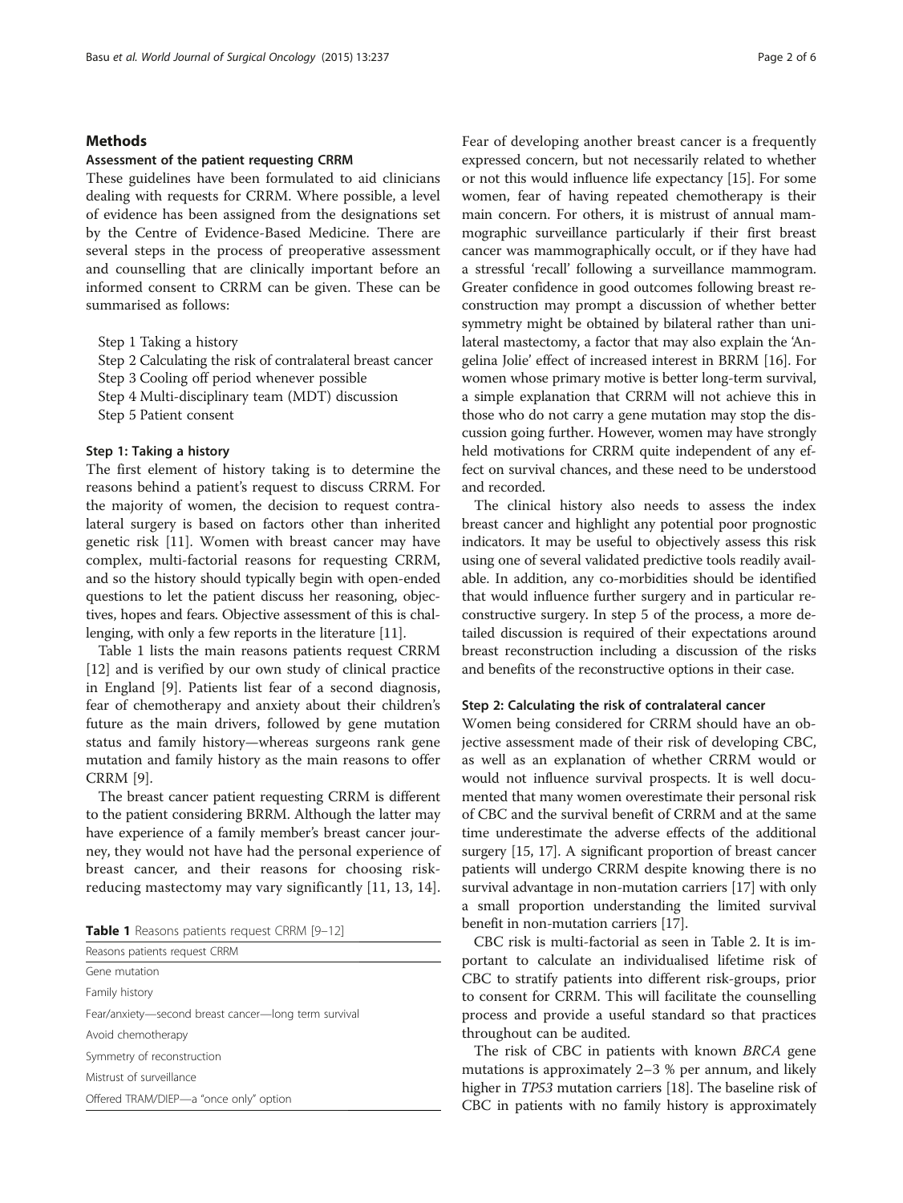## Methods

### Assessment of the patient requesting CRRM

These guidelines have been formulated to aid clinicians dealing with requests for CRRM. Where possible, a level of evidence has been assigned from the designations set by the Centre of Evidence-Based Medicine. There are several steps in the process of preoperative assessment and counselling that are clinically important before an informed consent to CRRM can be given. These can be summarised as follows:

- Step 1 Taking a history
- Step 2 Calculating the risk of contralateral breast cancer
- Step 3 Cooling off period whenever possible
- Step 4 Multi-disciplinary team (MDT) discussion
- Step 5 Patient consent

### Step 1: Taking a history

The first element of history taking is to determine the reasons behind a patient's request to discuss CRRM. For the majority of women, the decision to request contralateral surgery is based on factors other than inherited genetic risk [11]. Women with breast cancer may have complex, multi-factorial reasons for requesting CRRM, and so the history should typically begin with open-ended questions to let the patient discuss her reasoning, objectives, hopes and fears. Objective assessment of this is challenging, with only a few reports in the literature [11].

Table 1 lists the main reasons patients request CRRM [12] and is verified by our own study of clinical practice in England [9]. Patients list fear of a second diagnosis, fear of chemotherapy and anxiety about their children's future as the main drivers, followed by gene mutation status and family history—whereas surgeons rank gene mutation and family history as the main reasons to offer CRRM [9].

The breast cancer patient requesting CRRM is different to the patient considering BRRM. Although the latter may have experience of a family member's breast cancer journey, they would not have had the personal experience of breast cancer, and their reasons for choosing risk-reducing mastectomy may vary significantly [11, 13, 14].

**Table 1** Reasons patients request CRRM [9–12]

| Reasons patients request CRRM |
|---|
| Gene mutation |
| Family history |
| Fear/anxiety—second breast cancer—long term survival |
| Avoid chemotherapy |
| Symmetry of reconstruction |
| Mistrust of surveillance |
| Offered TRAM/DIEP—a "once only" option |

Fear of developing another breast cancer is a frequently expressed concern, but not necessarily related to whether or not this would influence life expectancy [15]. For some women, fear of having repeated chemotherapy is their main concern. For others, it is mistrust of annual mammographic surveillance particularly if their first breast cancer was mammographically occult, or if they have had a stressful 'recall' following a surveillance mammogram. Greater confidence in good outcomes following breast reconstruction may prompt a discussion of whether better symmetry might be obtained by bilateral rather than unilateral mastectomy, a factor that may also explain the 'Angelina Jolie' effect of increased interest in BRRM [16]. For women whose primary motive is better long-term survival, a simple explanation that CRRM will not achieve this in those who do not carry a gene mutation may stop the discussion going further. However, women may have strongly held motivations for CRRM quite independent of any effect on survival chances, and these need to be understood and recorded.

The clinical history also needs to assess the index breast cancer and highlight any potential poor prognostic indicators. It may be useful to objectively assess this risk using one of several validated predictive tools readily available. In addition, any co-morbidities should be identified that would influence further surgery and in particular reconstructive surgery. In step 5 of the process, a more detailed discussion is required of their expectations around breast reconstruction including a discussion of the risks and benefits of the reconstructive options in their case.

### Step 2: Calculating the risk of contralateral cancer

Women being considered for CRRM should have an objective assessment made of their risk of developing CBC, as well as an explanation of whether CRRM would or would not influence survival prospects. It is well documented that many women overestimate their personal risk of CBC and the survival benefit of CRRM and at the same time underestimate the adverse effects of the additional surgery [15, 17]. A significant proportion of breast cancer patients will undergo CRRM despite knowing there is no survival advantage in non-mutation carriers [17] with only a small proportion understanding the limited survival benefit in non-mutation carriers [17].

CBC risk is multi-factorial as seen in Table 2. It is important to calculate an individualised lifetime risk of CBC to stratify patients into different risk-groups, prior to consent for CRRM. This will facilitate the counselling process and provide a useful standard so that practices throughout can be audited.

The risk of CBC in patients with known *BRCA* gene mutations is approximately 2–3 % per annum, and likely higher in *TP53* mutation carriers [18]. The baseline risk of CBC in patients with no family history is approximately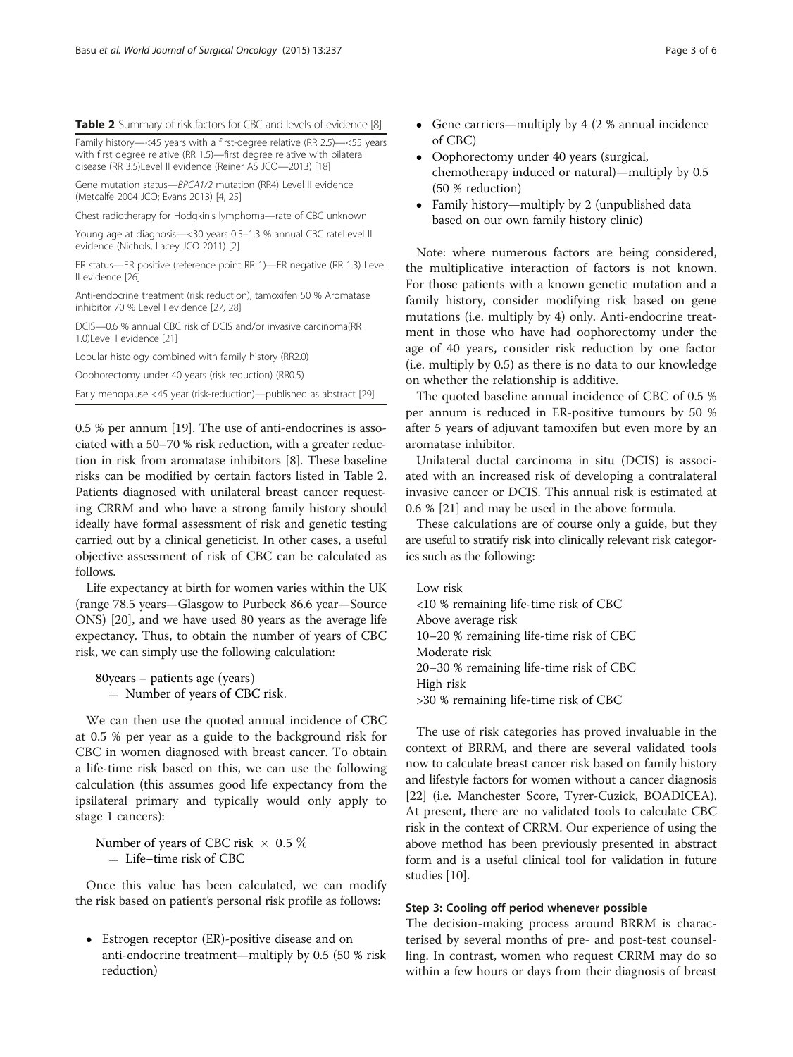**Table 2** Summary of risk factors for CBC and levels of evidence [8]

| |
|---|
| Family history—<45 years with a first-degree relative (RR 2.5)—<55 years with first degree relative (RR 1.5)—first degree relative with bilateral disease (RR 3.5)Level II evidence (Reiner AS JCO—2013) [18] |
| Gene mutation status—*BRCA1/2* mutation (RR4) Level II evidence (Metcalfe 2004 JCO; Evans 2013) [4, 25] |
| Chest radiotherapy for Hodgkin's lymphoma—rate of CBC unknown |
| Young age at diagnosis—<30 years 0.5–1.3 % annual CBC rateLevel II evidence (Nichols, Lacey JCO 2011) [2] |
| ER status—ER positive (reference point RR 1)—ER negative (RR 1.3) Level II evidence [26] |
| Anti-endocrine treatment (risk reduction), tamoxifen 50 % Aromatase inhibitor 70 % Level I evidence [27, 28] |
| DCIS—0.6 % annual CBC risk of DCIS and/or invasive carcinoma(RR 1.0)Level I evidence [21] |
| Lobular histology combined with family history (RR2.0) |
| Oophorectomy under 40 years (risk reduction) (RR0.5) |
| Early menopause <45 year (risk-reduction)—published as abstract [29] |

0.5 % per annum [19]. The use of anti-endocrines is associated with a 50–70 % risk reduction, with a greater reduction in risk from aromatase inhibitors [8]. These baseline risks can be modified by certain factors listed in Table 2. Patients diagnosed with unilateral breast cancer requesting CRRM and who have a strong family history should ideally have formal assessment of risk and genetic testing carried out by a clinical geneticist. In other cases, a useful objective assessment of risk of CBC can be calculated as follows.

Life expectancy at birth for women varies within the UK (range 78.5 years—Glasgow to Purbeck 86.6 year—Source ONS) [20], and we have used 80 years as the average life expectancy. Thus, to obtain the number of years of CBC risk, we can simply use the following calculation:

$$80\text{years} - \text{patients age (years)} = \text{Number of years of CBC risk.}$$

We can then use the quoted annual incidence of CBC at 0.5 % per year as a guide to the background risk for CBC in women diagnosed with breast cancer. To obtain a life-time risk based on this, we can use the following calculation (this assumes good life expectancy from the ipsilateral primary and typically would only apply to stage 1 cancers):

$$\text{Number of years of CBC risk} \times 0.5\ \% = \text{Life–time risk of CBC}$$

Once this value has been calculated, we can modify the risk based on patient's personal risk profile as follows:

- Estrogen receptor (ER)-positive disease and on anti-endocrine treatment—multiply by 0.5 (50 % risk reduction)
- Gene carriers—multiply by 4 (2 % annual incidence of CBC)
- Oophorectomy under 40 years (surgical, chemotherapy induced or natural)—multiply by 0.5 (50 % reduction)
- Family history—multiply by 2 (unpublished data based on our own family history clinic)

Note: where numerous factors are being considered, the multiplicative interaction of factors is not known. For those patients with a known genetic mutation and a family history, consider modifying risk based on gene mutations (i.e. multiply by 4) only. Anti-endocrine treatment in those who have had oophorectomy under the age of 40 years, consider risk reduction by one factor (i.e. multiply by 0.5) as there is no data to our knowledge on whether the relationship is additive.

The quoted baseline annual incidence of CBC of 0.5 % per annum is reduced in ER-positive tumours by 50 % after 5 years of adjuvant tamoxifen but even more by an aromatase inhibitor.

Unilateral ductal carcinoma in situ (DCIS) is associated with an increased risk of developing a contralateral invasive cancer or DCIS. This annual risk is estimated at 0.6 % [21] and may be used in the above formula.

These calculations are of course only a guide, but they are useful to stratify risk into clinically relevant risk categories such as the following:

Low risk
<10 % remaining life-time risk of CBC
Above average risk
10–20 % remaining life-time risk of CBC
Moderate risk
20–30 % remaining life-time risk of CBC
High risk
>30 % remaining life-time risk of CBC

The use of risk categories has proved invaluable in the context of BRRM, and there are several validated tools now to calculate breast cancer risk based on family history and lifestyle factors for women without a cancer diagnosis [22] (i.e. Manchester Score, Tyrer-Cuzick, BOADICEA). At present, there are no validated tools to calculate CBC risk in the context of CRRM. Our experience of using the above method has been previously presented in abstract form and is a useful clinical tool for validation in future studies [10].

#### Step 3: Cooling off period whenever possible

The decision-making process around BRRM is characterised by several months of pre- and post-test counselling. In contrast, women who request CRRM may do so within a few hours or days from their diagnosis of breast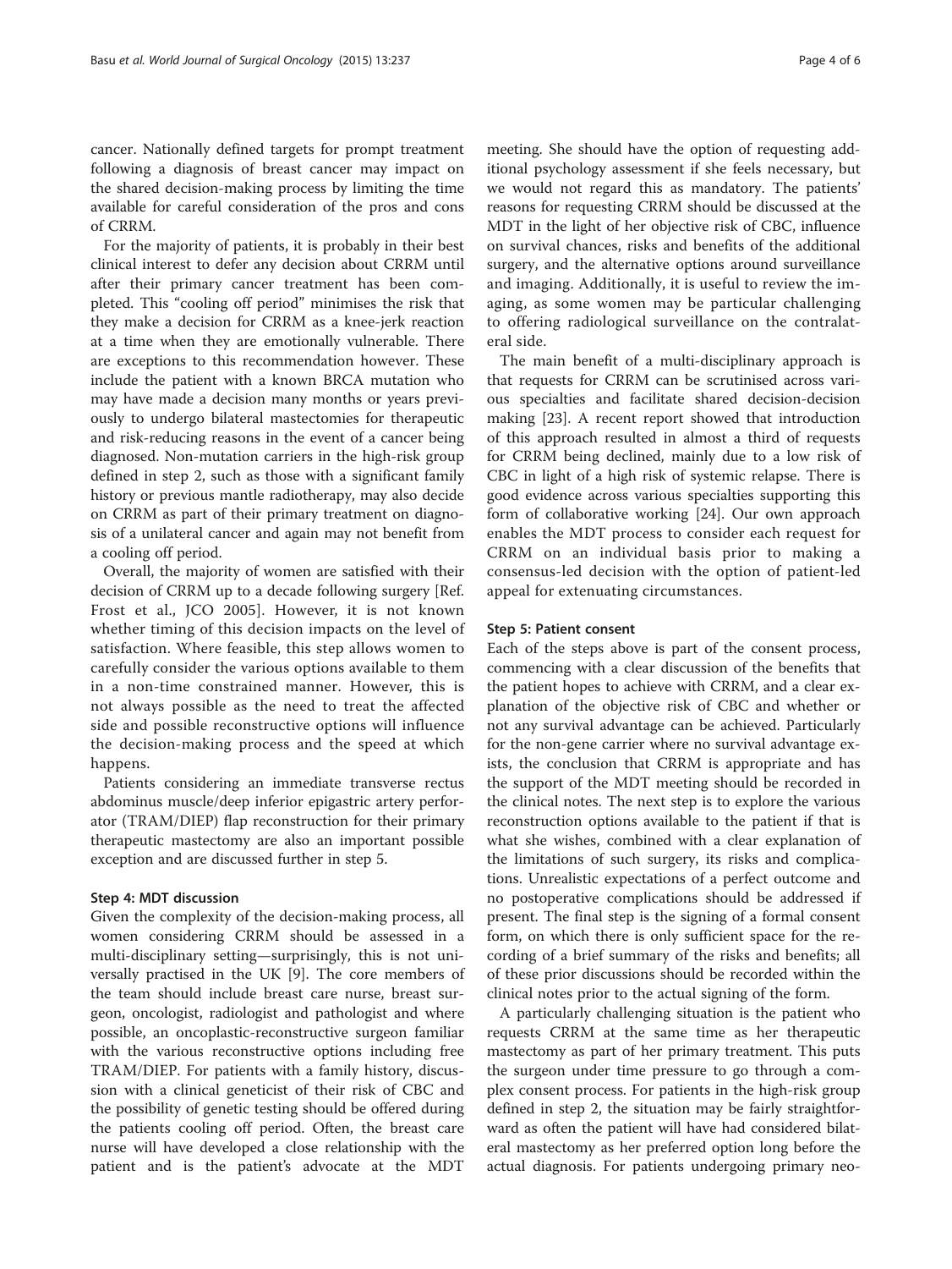cancer. Nationally defined targets for prompt treatment following a diagnosis of breast cancer may impact on the shared decision-making process by limiting the time available for careful consideration of the pros and cons of CRRM.

For the majority of patients, it is probably in their best clinical interest to defer any decision about CRRM until after their primary cancer treatment has been completed. This "cooling off period" minimises the risk that they make a decision for CRRM as a knee-jerk reaction at a time when they are emotionally vulnerable. There are exceptions to this recommendation however. These include the patient with a known BRCA mutation who may have made a decision many months or years previously to undergo bilateral mastectomies for therapeutic and risk-reducing reasons in the event of a cancer being diagnosed. Non-mutation carriers in the high-risk group defined in step 2, such as those with a significant family history or previous mantle radiotherapy, may also decide on CRRM as part of their primary treatment on diagnosis of a unilateral cancer and again may not benefit from a cooling off period.

Overall, the majority of women are satisfied with their decision of CRRM up to a decade following surgery [Ref. Frost et al., JCO 2005]. However, it is not known whether timing of this decision impacts on the level of satisfaction. Where feasible, this step allows women to carefully consider the various options available to them in a non-time constrained manner. However, this is not always possible as the need to treat the affected side and possible reconstructive options will influence the decision-making process and the speed at which happens.

Patients considering an immediate transverse rectus abdominus muscle/deep inferior epigastric artery perforator (TRAM/DIEP) flap reconstruction for their primary therapeutic mastectomy are also an important possible exception and are discussed further in step 5.

#### Step 4: MDT discussion

Given the complexity of the decision-making process, all women considering CRRM should be assessed in a multi-disciplinary setting—surprisingly, this is not universally practised in the UK [9]. The core members of the team should include breast care nurse, breast surgeon, oncologist, radiologist and pathologist and where possible, an oncoplastic-reconstructive surgeon familiar with the various reconstructive options including free TRAM/DIEP. For patients with a family history, discussion with a clinical geneticist of their risk of CBC and the possibility of genetic testing should be offered during the patients cooling off period. Often, the breast care nurse will have developed a close relationship with the patient and is the patient's advocate at the MDT meeting. She should have the option of requesting additional psychology assessment if she feels necessary, but we would not regard this as mandatory. The patients' reasons for requesting CRRM should be discussed at the MDT in the light of her objective risk of CBC, influence on survival chances, risks and benefits of the additional surgery, and the alternative options around surveillance and imaging. Additionally, it is useful to review the imaging, as some women may be particular challenging to offering radiological surveillance on the contralateral side.

The main benefit of a multi-disciplinary approach is that requests for CRRM can be scrutinised across various specialties and facilitate shared decision-decision making [23]. A recent report showed that introduction of this approach resulted in almost a third of requests for CRRM being declined, mainly due to a low risk of CBC in light of a high risk of systemic relapse. There is good evidence across various specialties supporting this form of collaborative working [24]. Our own approach enables the MDT process to consider each request for CRRM on an individual basis prior to making a consensus-led decision with the option of patient-led appeal for extenuating circumstances.

#### Step 5: Patient consent

Each of the steps above is part of the consent process, commencing with a clear discussion of the benefits that the patient hopes to achieve with CRRM, and a clear explanation of the objective risk of CBC and whether or not any survival advantage can be achieved. Particularly for the non-gene carrier where no survival advantage exists, the conclusion that CRRM is appropriate and has the support of the MDT meeting should be recorded in the clinical notes. The next step is to explore the various reconstruction options available to the patient if that is what she wishes, combined with a clear explanation of the limitations of such surgery, its risks and complications. Unrealistic expectations of a perfect outcome and no postoperative complications should be addressed if present. The final step is the signing of a formal consent form, on which there is only sufficient space for the recording of a brief summary of the risks and benefits; all of these prior discussions should be recorded within the clinical notes prior to the actual signing of the form.

A particularly challenging situation is the patient who requests CRRM at the same time as her therapeutic mastectomy as part of her primary treatment. This puts the surgeon under time pressure to go through a complex consent process. For patients in the high-risk group defined in step 2, the situation may be fairly straightforward as often the patient will have had considered bilateral mastectomy as her preferred option long before the actual diagnosis. For patients undergoing primary neo-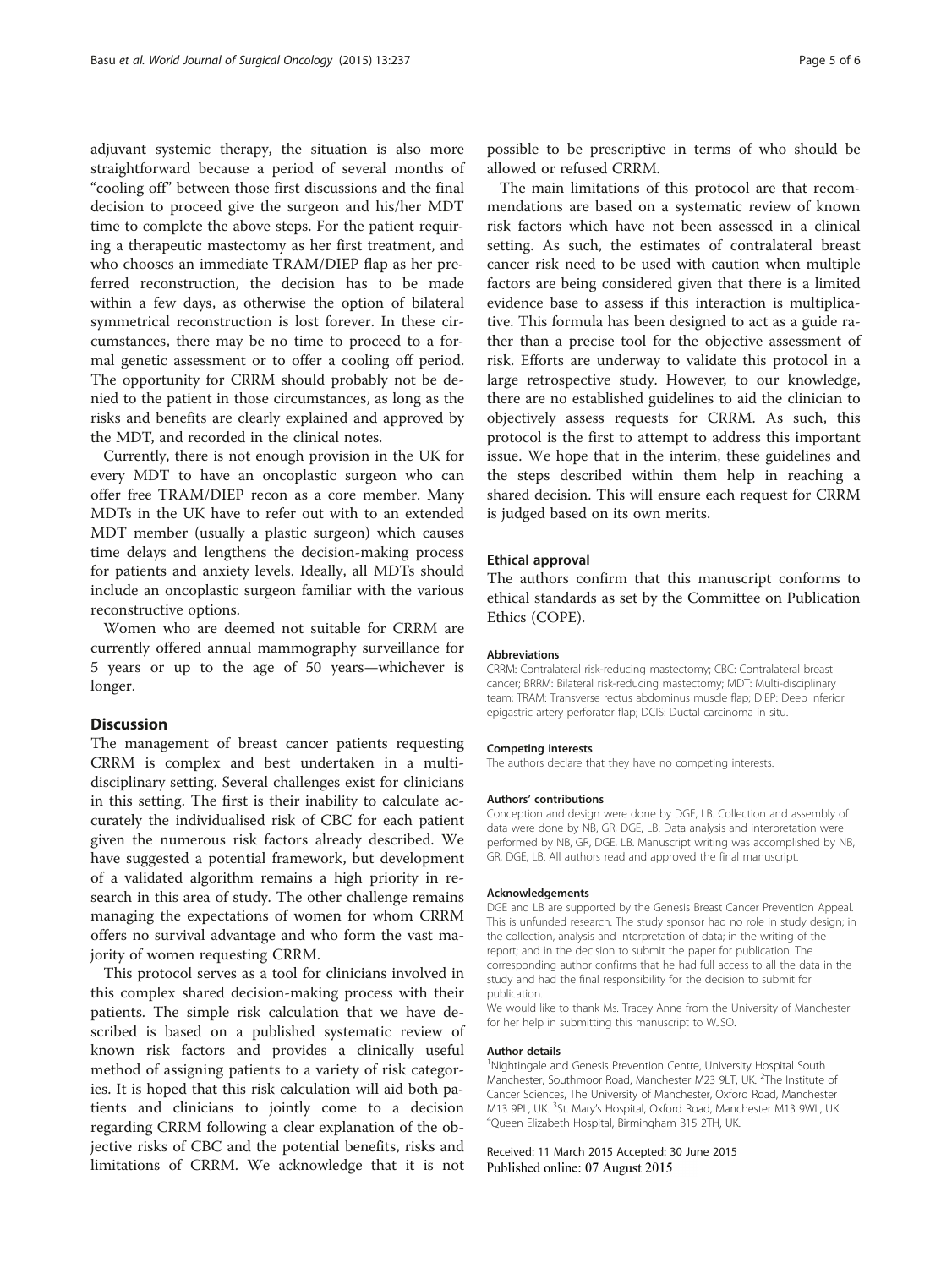adjuvant systemic therapy, the situation is also more straightforward because a period of several months of "cooling off" between those first discussions and the final decision to proceed give the surgeon and his/her MDT time to complete the above steps. For the patient requiring a therapeutic mastectomy as her first treatment, and who chooses an immediate TRAM/DIEP flap as her preferred reconstruction, the decision has to be made within a few days, as otherwise the option of bilateral symmetrical reconstruction is lost forever. In these circumstances, there may be no time to proceed to a formal genetic assessment or to offer a cooling off period. The opportunity for CRRM should probably not be denied to the patient in those circumstances, as long as the risks and benefits are clearly explained and approved by the MDT, and recorded in the clinical notes.

Currently, there is not enough provision in the UK for every MDT to have an oncoplastic surgeon who can offer free TRAM/DIEP recon as a core member. Many MDTs in the UK have to refer out with to an extended MDT member (usually a plastic surgeon) which causes time delays and lengthens the decision-making process for patients and anxiety levels. Ideally, all MDTs should include an oncoplastic surgeon familiar with the various reconstructive options.

Women who are deemed not suitable for CRRM are currently offered annual mammography surveillance for 5 years or up to the age of 50 years—whichever is longer.

## Discussion

The management of breast cancer patients requesting CRRM is complex and best undertaken in a multidisciplinary setting. Several challenges exist for clinicians in this setting. The first is their inability to calculate accurately the individualised risk of CBC for each patient given the numerous risk factors already described. We have suggested a potential framework, but development of a validated algorithm remains a high priority in research in this area of study. The other challenge remains managing the expectations of women for whom CRRM offers no survival advantage and who form the vast majority of women requesting CRRM.

This protocol serves as a tool for clinicians involved in this complex shared decision-making process with their patients. The simple risk calculation that we have described is based on a published systematic review of known risk factors and provides a clinically useful method of assigning patients to a variety of risk categories. It is hoped that this risk calculation will aid both patients and clinicians to jointly come to a decision regarding CRRM following a clear explanation of the objective risks of CBC and the potential benefits, risks and limitations of CRRM. We acknowledge that it is not possible to be prescriptive in terms of who should be allowed or refused CRRM.

The main limitations of this protocol are that recommendations are based on a systematic review of known risk factors which have not been assessed in a clinical setting. As such, the estimates of contralateral breast cancer risk need to be used with caution when multiple factors are being considered given that there is a limited evidence base to assess if this interaction is multiplicative. This formula has been designed to act as a guide rather than a precise tool for the objective assessment of risk. Efforts are underway to validate this protocol in a large retrospective study. However, to our knowledge, there are no established guidelines to aid the clinician to objectively assess requests for CRRM. As such, this protocol is the first to attempt to address this important issue. We hope that in the interim, these guidelines and the steps described within them help in reaching a shared decision. This will ensure each request for CRRM is judged based on its own merits.

#### Ethical approval

The authors confirm that this manuscript conforms to ethical standards as set by the Committee on Publication Ethics (COPE).

#### Abbreviations

CRRM: Contralateral risk-reducing mastectomy; CBC: Contralateral breast cancer; BRRM: Bilateral risk-reducing mastectomy; MDT: Multi-disciplinary team; TRAM: Transverse rectus abdominus muscle flap; DIEP: Deep inferior epigastric artery perforator flap; DCIS: Ductal carcinoma in situ.

#### Competing interests

The authors declare that they have no competing interests.

#### Authors' contributions

Conception and design were done by DGE, LB. Collection and assembly of data were done by NB, GR, DGE, LB. Data analysis and interpretation were performed by NB, GR, DGE, LB. Manuscript writing was accomplished by NB, GR, DGE, LB. All authors read and approved the final manuscript.

#### Acknowledgements

DGE and LB are supported by the Genesis Breast Cancer Prevention Appeal. This is unfunded research. The study sponsor had no role in study design; in the collection, analysis and interpretation of data; in the writing of the report; and in the decision to submit the paper for publication. The corresponding author confirms that he had full access to all the data in the study and had the final responsibility for the decision to submit for publication.

We would like to thank Ms. Tracey Anne from the University of Manchester for her help in submitting this manuscript to WJSO.

#### Author details

[1]Nightingale and Genesis Prevention Centre, University Hospital South Manchester, Southmoor Road, Manchester M23 9LT, UK. [2]The Institute of Cancer Sciences, The University of Manchester, Oxford Road, Manchester M13 9PL, UK. [3]St. Mary's Hospital, Oxford Road, Manchester M13 9WL, UK. [4]Queen Elizabeth Hospital, Birmingham B15 2TH, UK.

Received: 11 March 2015 Accepted: 30 June 2015
Published online: 07 August 2015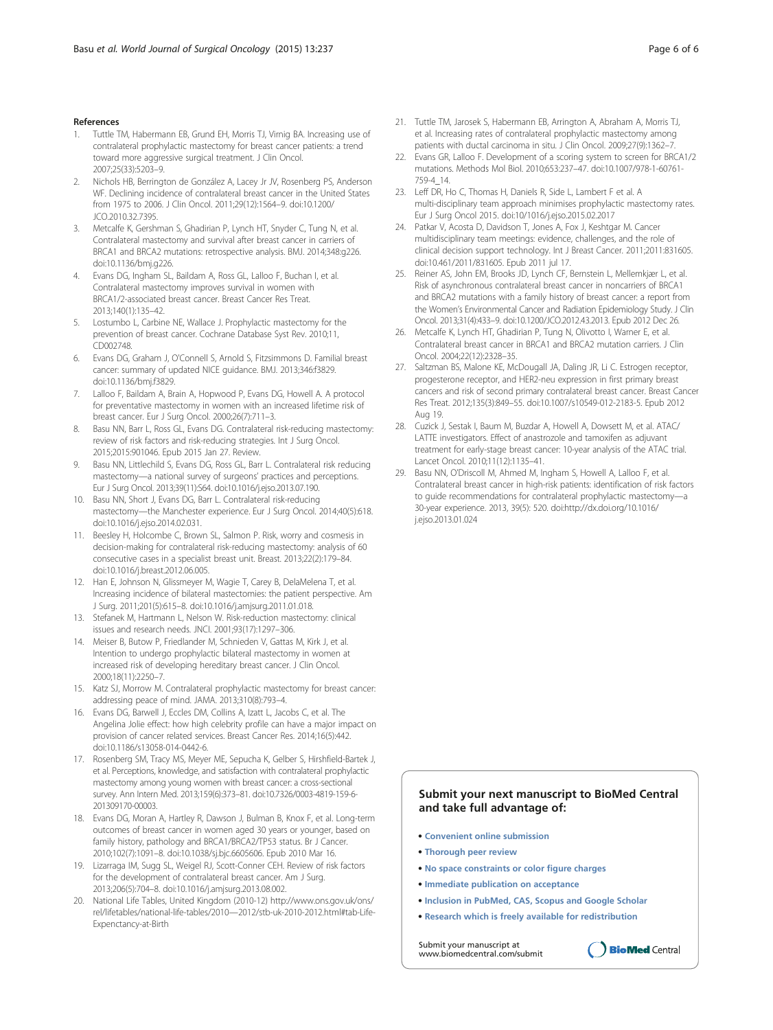## References

1. Tuttle TM, Habermann EB, Grund EH, Morris TJ, Virnig BA. Increasing use of contralateral prophylactic mastectomy for breast cancer patients: a trend toward more aggressive surgical treatment. J Clin Oncol. 2007;25(33):5203–9.
2. Nichols HB, Berrington de González A, Lacey Jr JV, Rosenberg PS, Anderson WF. Declining incidence of contralateral breast cancer in the United States from 1975 to 2006. J Clin Oncol. 2011;29(12):1564–9. doi:10.1200/JCO.2010.32.7395.
3. Metcalfe K, Gershman S, Ghadirian P, Lynch HT, Snyder C, Tung N, et al. Contralateral mastectomy and survival after breast cancer in carriers of BRCA1 and BRCA2 mutations: retrospective analysis. BMJ. 2014;348:g226. doi:10.1136/bmj.g226.
4. Evans DG, Ingham SL, Baildam A, Ross GL, Lalloo F, Buchan I, et al. Contralateral mastectomy improves survival in women with BRCA1/2-associated breast cancer. Breast Cancer Res Treat. 2013;140(1):135–42.
5. Lostumbo L, Carbine NE, Wallace J. Prophylactic mastectomy for the prevention of breast cancer. Cochrane Database Syst Rev. 2010;11, CD002748.
6. Evans DG, Graham J, O'Connell S, Arnold S, Fitzsimmons D. Familial breast cancer: summary of updated NICE guidance. BMJ. 2013;346:f3829. doi:10.1136/bmj.f3829.
7. Lalloo F, Baildam A, Brain A, Hopwood P, Evans DG, Howell A. A protocol for preventative mastectomy in women with an increased lifetime risk of breast cancer. Eur J Surg Oncol. 2000;26(7):711–3.
8. Basu NN, Barr L, Ross GL, Evans DG. Contralateral risk-reducing mastectomy: review of risk factors and risk-reducing strategies. Int J Surg Oncol. 2015;2015:901046. Epub 2015 Jan 27. Review.
9. Basu NN, Littlechild S, Evans DG, Ross GL, Barr L. Contralateral risk reducing mastectomy—a national survey of surgeons' practices and perceptions. Eur J Surg Oncol. 2013;39(11):S64. doi:10.1016/j.ejso.2013.07.190.
10. Basu NN, Short J, Evans DG, Barr L. Contralateral risk-reducing mastectomy—the Manchester experience. Eur J Surg Oncol. 2014;40(5):618. doi:10.1016/j.ejso.2014.02.031.
11. Beesley H, Holcombe C, Brown SL, Salmon P. Risk, worry and cosmesis in decision-making for contralateral risk-reducing mastectomy: analysis of 60 consecutive cases in a specialist breast unit. Breast. 2013;22(2):179–84. doi:10.1016/j.breast.2012.06.005.
12. Han E, Johnson N, Glissmeyer M, Wagie T, Carey B, DelaMelena T, et al. Increasing incidence of bilateral mastectomies: the patient perspective. Am J Surg. 2011;201(5):615–8. doi:10.1016/j.amjsurg.2011.01.018.
13. Stefanek M, Hartmann L, Nelson W. Risk-reduction mastectomy: clinical issues and research needs. JNCI. 2001;93(17):1297–306.
14. Meiser B, Butow P, Friedlander M, Schnieden V, Gattas M, Kirk J, et al. Intention to undergo prophylactic bilateral mastectomy in women at increased risk of developing hereditary breast cancer. J Clin Oncol. 2000;18(11):2250–7.
15. Katz SJ, Morrow M. Contralateral prophylactic mastectomy for breast cancer: addressing peace of mind. JAMA. 2013;310(8):793–4.
16. Evans DG, Barwell J, Eccles DM, Collins A, Izatt L, Jacobs C, et al. The Angelina Jolie effect: how high celebrity profile can have a major impact on provision of cancer related services. Breast Cancer Res. 2014;16(5):442. doi:10.1186/s13058-014-0442-6.
17. Rosenberg SM, Tracy MS, Meyer ME, Sepucha K, Gelber S, Hirshfield-Bartek J, et al. Perceptions, knowledge, and satisfaction with contralateral prophylactic mastectomy among young women with breast cancer: a cross-sectional survey. Ann Intern Med. 2013;159(6):373–81. doi:10.7326/0003-4819-159-6-201309170-00003.
18. Evans DG, Moran A, Hartley R, Dawson J, Bulman B, Knox F, et al. Long-term outcomes of breast cancer in women aged 30 years or younger, based on family history, pathology and BRCA1/BRCA2/TP53 status. Br J Cancer. 2010;102(7):1091–8. doi:10.1038/sj.bjc.6605606. Epub 2010 Mar 16.
19. Lizarraga IM, Sugg SL, Weigel RJ, Scott-Conner CEH. Review of risk factors for the development of contralateral breast cancer. Am J Surg. 2013;206(5):704–8. doi:10.1016/j.amjsurg.2013.08.002.
20. National Life Tables, United Kingdom (2010-12) http://www.ons.gov.uk/ons/rel/lifetables/national-life-tables/2010—2012/stb-uk-2010-2012.html#tab-Life-Expenctancy-at-Birth
21. Tuttle TM, Jarosek S, Habermann EB, Arrington A, Abraham A, Morris TJ, et al. Increasing rates of contralateral prophylactic mastectomy among patients with ductal carcinoma in situ. J Clin Oncol. 2009;27(9):1362–7.
22. Evans GR, Lalloo F. Development of a scoring system to screen for BRCA1/2 mutations. Methods Mol Biol. 2010;653:237–47. doi:10.1007/978-1-60761-759-4_14.
23. Leff DR, Ho C, Thomas H, Daniels R, Side L, Lambert F et al. A multi-disciplinary team approach minimises prophylactic mastectomy rates. Eur J Surg Oncol 2015. doi:10/1016/j.ejso.2015.02.2017
24. Patkar V, Acosta D, Davidson T, Jones A, Fox J, Keshtgar M. Cancer multidisciplinary team meetings: evidence, challenges, and the role of clinical decision support technology. Int J Breast Cancer. 2011;2011:831605. doi:10.461/2011/831605. Epub 2011 jul 17.
25. Reiner AS, John EM, Brooks JD, Lynch CF, Bernstein L, Mellemkjær L, et al. Risk of asynchronous contralateral breast cancer in noncarriers of BRCA1 and BRCA2 mutations with a family history of breast cancer: a report from the Women's Environmental Cancer and Radiation Epidemiology Study. J Clin Oncol. 2013;31(4):433–9. doi:10.1200/JCO.2012.43.2013. Epub 2012 Dec 26.
26. Metcalfe K, Lynch HT, Ghadirian P, Tung N, Olivotto I, Warner E, et al. Contralateral breast cancer in BRCA1 and BRCA2 mutation carriers. J Clin Oncol. 2004;22(12):2328–35.
27. Saltzman BS, Malone KE, McDougall JA, Daling JR, Li C. Estrogen receptor, progesterone receptor, and HER2-neu expression in first primary breast cancers and risk of second primary contralateral breast cancer. Breast Cancer Res Treat. 2012;135(3):849–55. doi:10.1007/s10549-012-2183-5. Epub 2012 Aug 19.
28. Cuzick J, Sestak I, Baum M, Buzdar A, Howell A, Dowsett M, et al. ATAC/LATTE investigators. Effect of anastrozole and tamoxifen as adjuvant treatment for early-stage breast cancer: 10-year analysis of the ATAC trial. Lancet Oncol. 2010;11(12):1135–41.
29. Basu NN, O'Driscoll M, Ahmed M, Ingham S, Howell A, Lalloo F, et al. Contralateral breast cancer in high-risk patients: identification of risk factors to guide recommendations for contralateral prophylactic mastectomy—a 30-year experience. 2013, 39(5): 520. doi:http://dx.doi.org/10.1016/j.ejso.2013.01.024

**Submit your next manuscript to BioMed Central and take full advantage of:**

- Convenient online submission
- Thorough peer review
- No space constraints or color figure charges
- Immediate publication on acceptance
- Inclusion in PubMed, CAS, Scopus and Google Scholar
- Research which is freely available for redistribution

Submit your manuscript at
www.biomedcentral.com/submit

BioMed Central